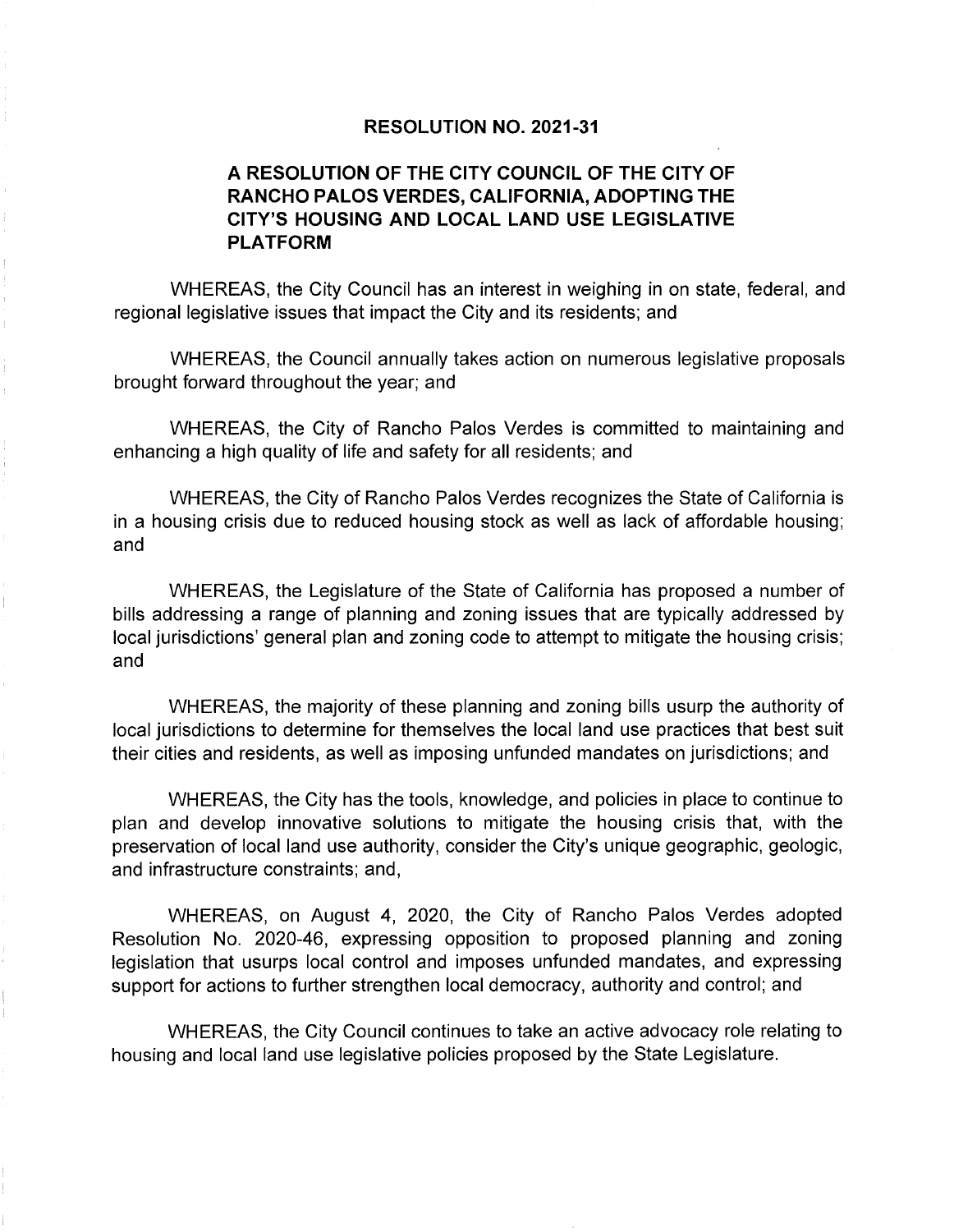# RESOLUTION NO. 2021-31

## A RESOLUTION OF THE CITY COUNCIL OF THE CITY OF RANCHO PALOS VERDES, CALIFORNIA, ADOPTING THE CITY'S HOUSING AND LOCAL LAND USE LEGISLATIVE PLATFORM

WHEREAS, the City Council has an interest in weighing in on state, federal, and regional legislative issues that impact the City and its residents; and

WHEREAS, the Council annually takes action on numerous legislative proposals brought forward throughout the year; and

WHEREAS, the City of Rancho Palos Verdes is committed to maintaining and enhancing a high quality of life and safety for all residents; and

WHEREAS, the City of Rancho Palos Verdes recognizes the State of California is in a housing crisis due to reduced housing stock as well as lack of affordable housing; and

WHEREAS, the Legislature of the State of California has proposed a number of bills addressing a range of planning and zoning issues that are typically addressed by local jurisdictions' general plan and zoning code to attempt to mitigate the housing crisis; and

WHEREAS, the majority of these planning and zoning bills usurp the authority of local jurisdictions to determine for themselves the local land use practices that best suit their cities and residents, as well as imposing unfunded mandates on jurisdictions; and

WHEREAS, the City has the tools, knowledge, and policies in place to continue to plan and develop innovative solutions to mitigate the housing crisis that, with the preservation of local land use authority, consider the City's unique geographic, geologic, and infrastructure constraints; and,

WHEREAS, on August 4, 2020, the City of Rancho Palos Verdes adopted Resolution No. 2020-46, expressing opposition to proposed planning and zoning legislation that usurps local control and imposes unfunded mandates, and expressing support for actions to further strengthen local democracy, authority and control; and

WHEREAS, the City Council continues to take an active advocacy role relating to housing and local land use legislative policies proposed by the State Legislature.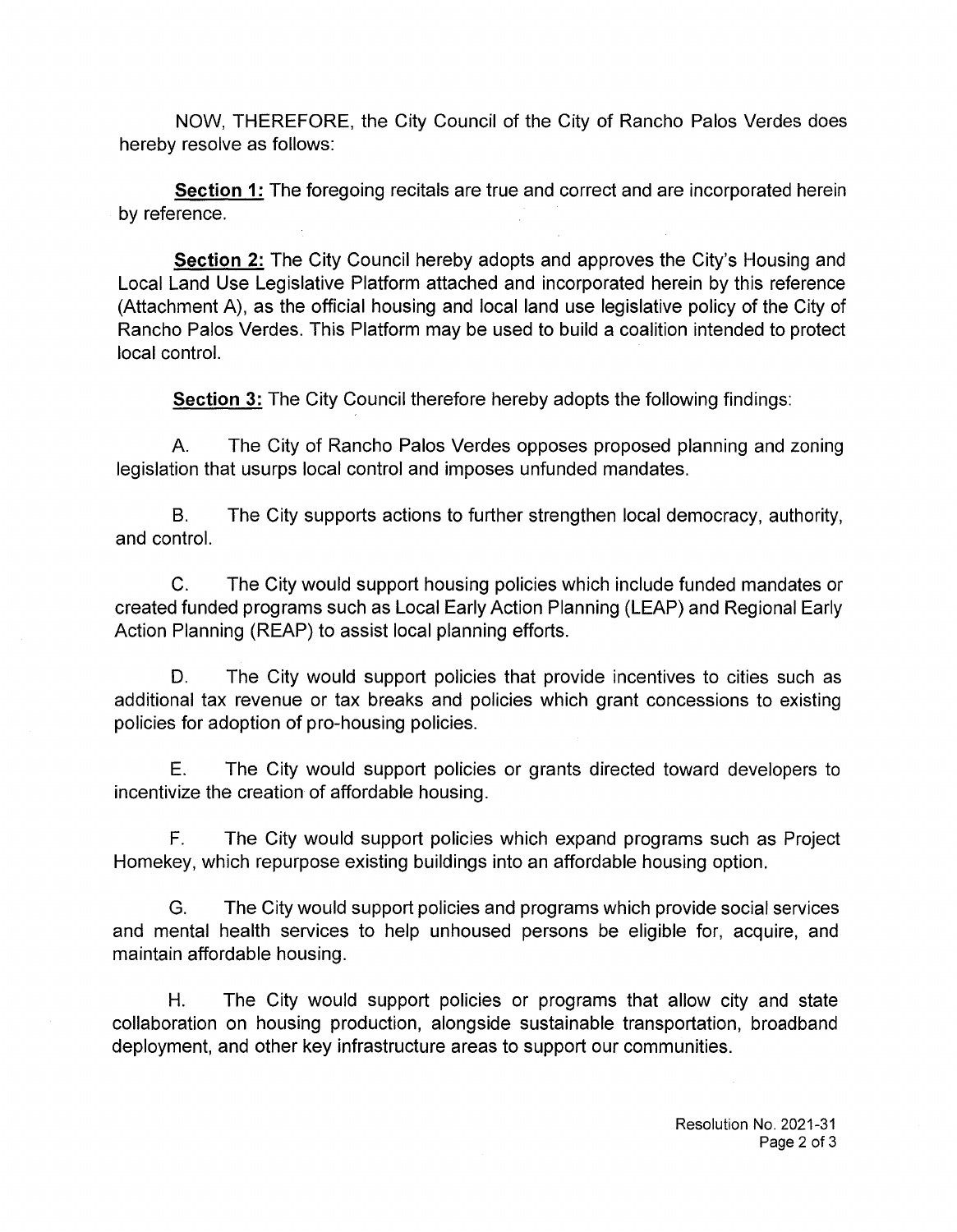NOW, THEREFORE, the City Council of the City of Rancho Palos Verdes does hereby resolve as follows:

**Section 1:** The foregoing recitals are true and correct and are incorporated herein by reference.

**Section 2:** The City Council hereby adopts and approves the City's Housing and Local Land Use Legislative Platform attached and incorporated herein by this reference (Attachment A), as the official housing and local land use legislative policy of the City of Rancho Palos Verdes. This Platform may be used to build a coalition intended to protect local control.

**Section 3:** The City Council therefore hereby adopts the following findings:

A. The City of Rancho Palos Verdes opposes proposed planning and zoning legislation that usurps local control and imposes unfunded mandates.

B. The City supports actions to further strengthen local democracy, authority, and control.

C. The City would support housing policies which include funded mandates or created funded programs such as Local Early Action Planning (LEAP) and Regional Early Action Planning (REAP) to assist local planning efforts.

D. The City would support policies that provide incentives to cities such as additional tax revenue or tax breaks and policies which grant concessions to existing policies for adoption of pro-housing policies.

E. The City would support policies or grants directed toward developers to incentivize the creation of affordable housing.

F. The City would support policies which expand programs such as Project Homekey, which repurpose existing buildings into an affordable housing option.

G. The City would support policies and programs which provide social services and mental health services to help unhoused persons be eligible for, acquire, and maintain affordable housing.

H. The City would support policies or programs that allow city and state collaboration on housing production, alongside sustainable transportation, broadband deployment, and other key infrastructure areas to support our communities.

Resolution No. 2021-31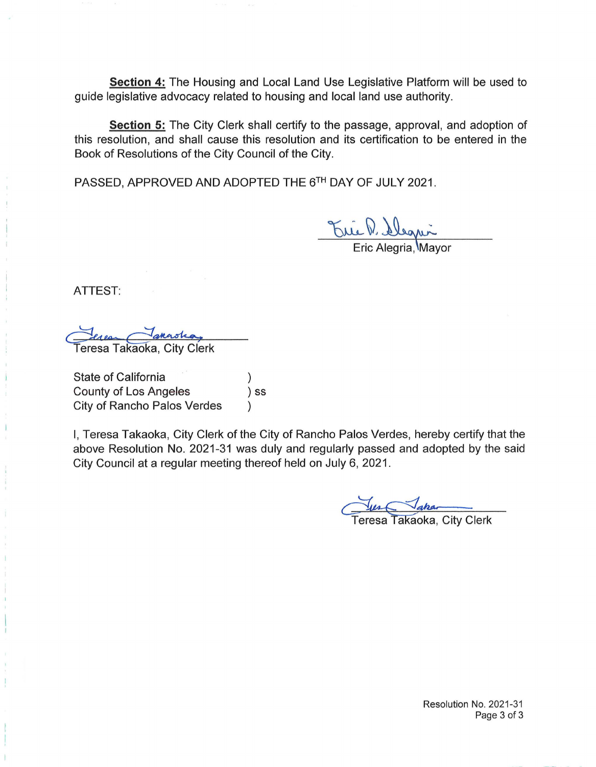**Section 4:** The Housing and Local Land Use Legislative Platform will be used to guide legislative advocacy related to housing and local land use authority.

**Section 5:** The City Clerk shall certify to the passage, approval, and adoption of this resolution, and shall cause this resolution and its certification to be entered in the Book of Resolutions of the City Council of the City.

PASSED, APPROVED AND ADOPTED THE 6TH DAY OF JULY 2021.

Eric Alegria, Mayor

ATTEST:

Teresa Takaoka, City Clerk

State of California )
County of Los Angeles ) ss
City of Rancho Palos Verdes )

I, Teresa Takaoka, City Clerk of the City of Rancho Palos Verdes, hereby certify that the above Resolution No. 2021-31 was duly and regularly passed and adopted by the said City Council at a regular meeting thereof held on July 6, 2021.

Teresa Takaoka, City Clerk